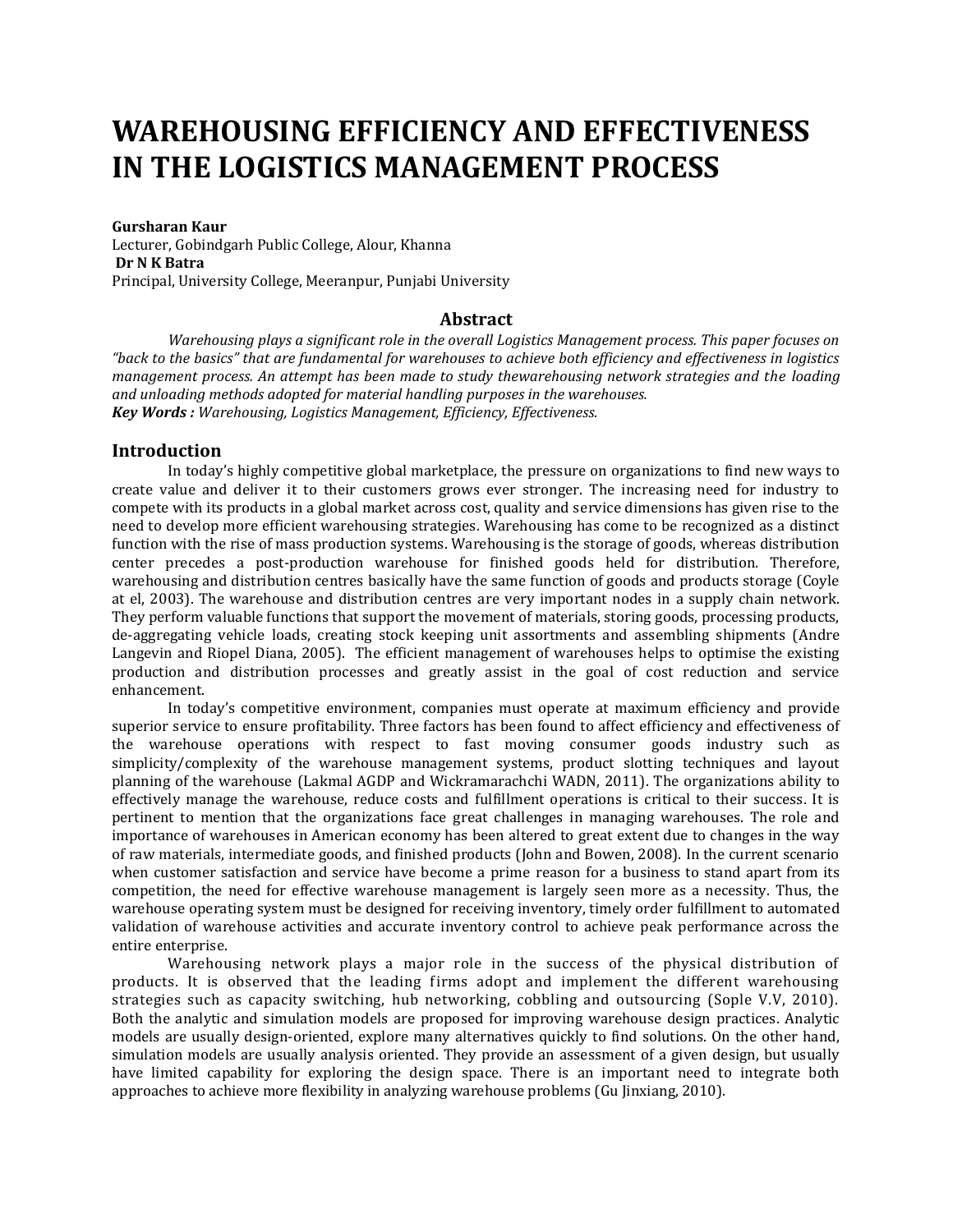# WAREHOUSING EFFICIENCY AND EFFECTIVENESS IN THE LOGISTICS MANAGEMENT PROCESS

**Gursharan Kaur**
Lecturer, Gobindgarh Public College, Alour, Khanna
**Dr N K Batra**
Principal, University College, Meeranpur, Punjabi University

## Abstract

*Warehousing plays a significant role in the overall Logistics Management process. This paper focuses on "back to the basics" that are fundamental for warehouses to achieve both efficiency and effectiveness in logistics management process. An attempt has been made to study thewarehousing network strategies and the loading and unloading methods adopted for material handling purposes in the warehouses.*
***Key Words :*** *Warehousing, Logistics Management, Efficiency, Effectiveness.*

## Introduction

In today's highly competitive global marketplace, the pressure on organizations to find new ways to create value and deliver it to their customers grows ever stronger. The increasing need for industry to compete with its products in a global market across cost, quality and service dimensions has given rise to the need to develop more efficient warehousing strategies. Warehousing has come to be recognized as a distinct function with the rise of mass production systems. Warehousing is the storage of goods, whereas distribution center precedes a post-production warehouse for finished goods held for distribution. Therefore, warehousing and distribution centres basically have the same function of goods and products storage (Coyle at el, 2003). The warehouse and distribution centres are very important nodes in a supply chain network. They perform valuable functions that support the movement of materials, storing goods, processing products, de-aggregating vehicle loads, creating stock keeping unit assortments and assembling shipments (Andre Langevin and Riopel Diana, 2005). The efficient management of warehouses helps to optimise the existing production and distribution processes and greatly assist in the goal of cost reduction and service enhancement.

In today's competitive environment, companies must operate at maximum efficiency and provide superior service to ensure profitability. Three factors has been found to affect efficiency and effectiveness of the warehouse operations with respect to fast moving consumer goods industry such as simplicity/complexity of the warehouse management systems, product slotting techniques and layout planning of the warehouse (Lakmal AGDP and Wickramarachchi WADN, 2011). The organizations ability to effectively manage the warehouse, reduce costs and fulfillment operations is critical to their success. It is pertinent to mention that the organizations face great challenges in managing warehouses. The role and importance of warehouses in American economy has been altered to great extent due to changes in the way of raw materials, intermediate goods, and finished products (John and Bowen, 2008). In the current scenario when customer satisfaction and service have become a prime reason for a business to stand apart from its competition, the need for effective warehouse management is largely seen more as a necessity. Thus, the warehouse operating system must be designed for receiving inventory, timely order fulfillment to automated validation of warehouse activities and accurate inventory control to achieve peak performance across the entire enterprise.

Warehousing network plays a major role in the success of the physical distribution of products. It is observed that the leading firms adopt and implement the different warehousing strategies such as capacity switching, hub networking, cobbling and outsourcing (Sople V.V, 2010). Both the analytic and simulation models are proposed for improving warehouse design practices. Analytic models are usually design-oriented, explore many alternatives quickly to find solutions. On the other hand, simulation models are usually analysis oriented. They provide an assessment of a given design, but usually have limited capability for exploring the design space. There is an important need to integrate both approaches to achieve more flexibility in analyzing warehouse problems (Gu Jinxiang, 2010).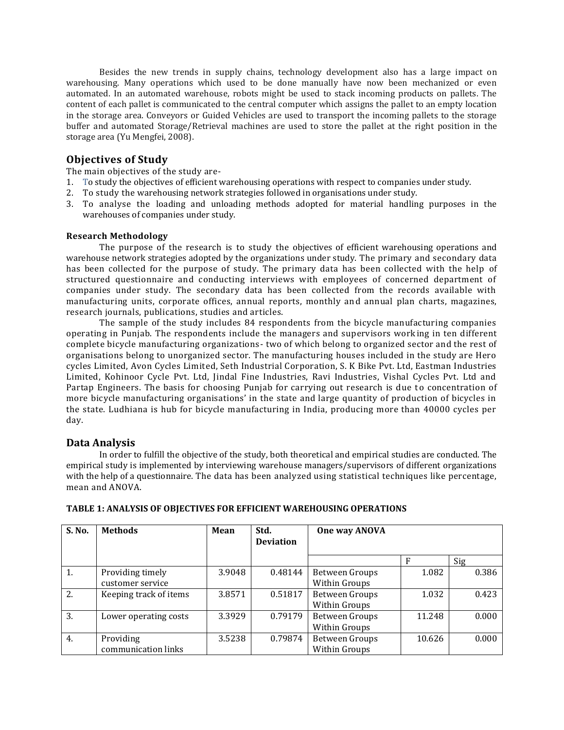Besides the new trends in supply chains, technology development also has a large impact on warehousing. Many operations which used to be done manually have now been mechanized or even automated. In an automated warehouse, robots might be used to stack incoming products on pallets. The content of each pallet is communicated to the central computer which assigns the pallet to an empty location in the storage area. Conveyors or Guided Vehicles are used to transport the incoming pallets to the storage buffer and automated Storage/Retrieval machines are used to store the pallet at the right position in the storage area (Yu Mengfei, 2008).

## Objectives of Study

The main objectives of the study are-

1. To study the objectives of efficient warehousing operations with respect to companies under study.
2. To study the warehousing network strategies followed in organisations under study.
3. To analyse the loading and unloading methods adopted for material handling purposes in the warehouses of companies under study.

### Research Methodology

The purpose of the research is to study the objectives of efficient warehousing operations and warehouse network strategies adopted by the organizations under study. The primary and secondary data has been collected for the purpose of study. The primary data has been collected with the help of structured questionnaire and conducting interviews with employees of concerned department of companies under study. The secondary data has been collected from the records available with manufacturing units, corporate offices, annual reports, monthly and annual plan charts, magazines, research journals, publications, studies and articles.

The sample of the study includes 84 respondents from the bicycle manufacturing companies operating in Punjab. The respondents include the managers and supervisors working in ten different complete bicycle manufacturing organizations- two of which belong to organized sector and the rest of organisations belong to unorganized sector. The manufacturing houses included in the study are Hero cycles Limited, Avon Cycles Limited, Seth Industrial Corporation, S. K Bike Pvt. Ltd, Eastman Industries Limited, Kohinoor Cycle Pvt. Ltd, Jindal Fine Industries, Ravi Industries, Vishal Cycles Pvt. Ltd and Partap Engineers. The basis for choosing Punjab for carrying out research is due to concentration of more bicycle manufacturing organisations' in the state and large quantity of production of bicycles in the state. Ludhiana is hub for bicycle manufacturing in India, producing more than 40000 cycles per day.

## Data Analysis

In order to fulfill the objective of the study, both theoretical and empirical studies are conducted. The empirical study is implemented by interviewing warehouse managers/supervisors of different organizations with the help of a questionnaire. The data has been analyzed using statistical techniques like percentage, mean and ANOVA.

**TABLE 1: ANALYSIS OF OBJECTIVES FOR EFFICIENT WAREHOUSING OPERATIONS**

| S. No. | Methods | Mean | Std. Deviation | One way ANOVA | | |
|---|---|---|---|---|---|---|
| | | | | | F | Sig |
| 1. | Providing timely customer service | 3.9048 | 0.48144 | Between Groups Within Groups | 1.082 | 0.386 |
| 2. | Keeping track of items | 3.8571 | 0.51817 | Between Groups Within Groups | 1.032 | 0.423 |
| 3. | Lower operating costs | 3.3929 | 0.79179 | Between Groups Within Groups | 11.248 | 0.000 |
| 4. | Providing communication links | 3.5238 | 0.79874 | Between Groups Within Groups | 10.626 | 0.000 |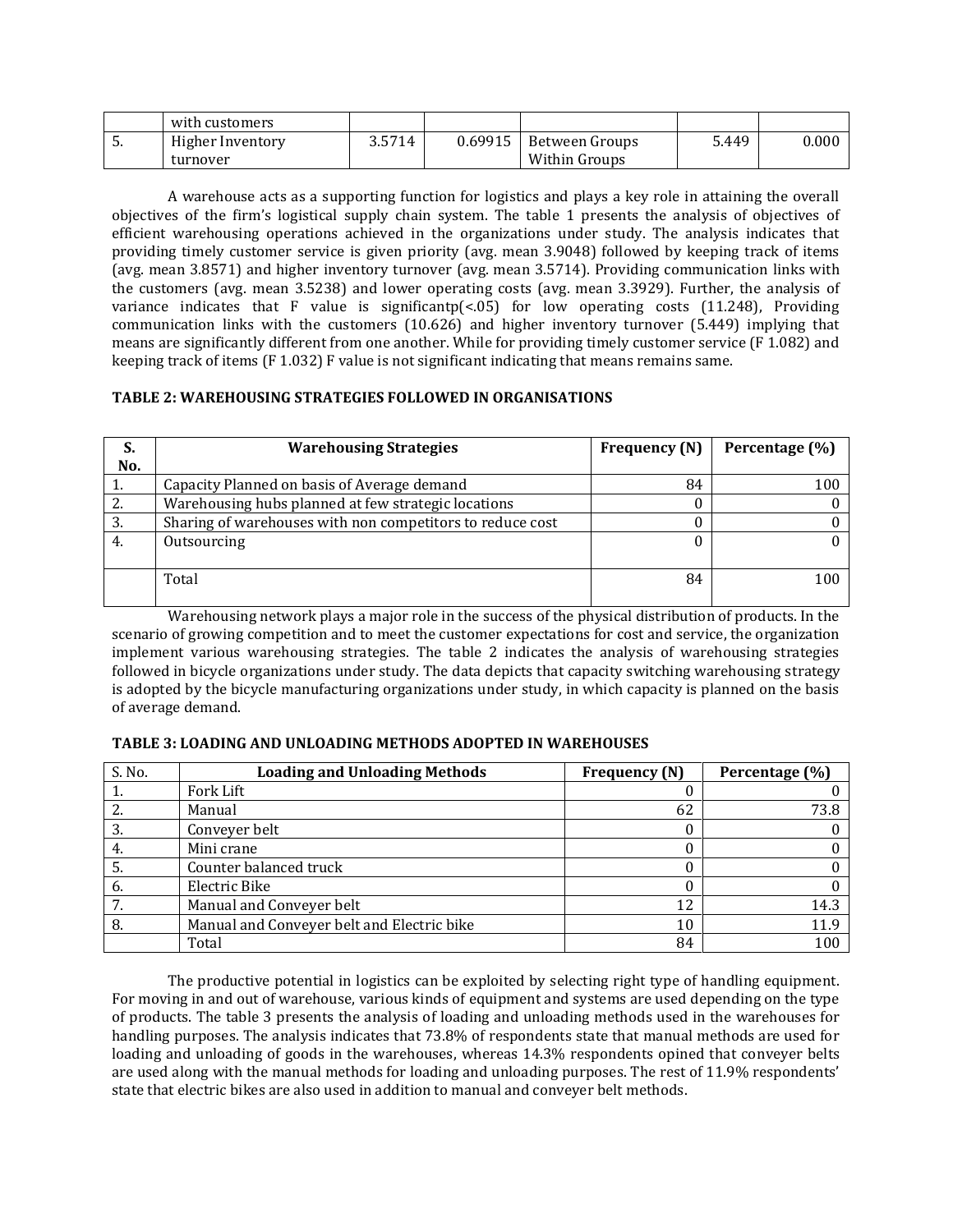|    | with customers |        |         |                |       |       |
|----|----------------|--------|---------|----------------|-------|-------|
| 5. | Higher Inventory turnover | 3.5714 | 0.69915 | Between Groups<br>Within Groups | 5.449 | 0.000 |

A warehouse acts as a supporting function for logistics and plays a key role in attaining the overall objectives of the firm's logistical supply chain system. The table 1 presents the analysis of objectives of efficient warehousing operations achieved in the organizations under study. The analysis indicates that providing timely customer service is given priority (avg. mean 3.9048) followed by keeping track of items (avg. mean 3.8571) and higher inventory turnover (avg. mean 3.5714). Providing communication links with the customers (avg. mean 3.5238) and lower operating costs (avg. mean 3.3929). Further, the analysis of variance indicates that F value is significantp($<.05$) for low operating costs (11.248), Providing communication links with the customers (10.626) and higher inventory turnover (5.449) implying that means are significantly different from one another. While for providing timely customer service (F 1.082) and keeping track of items (F 1.032) F value is not significant indicating that means remains same.

**TABLE 2: WAREHOUSING STRATEGIES FOLLOWED IN ORGANISATIONS**

| S. No. | Warehousing Strategies | Frequency (N) | Percentage (%) |
|---|---|---|---|
| 1. | Capacity Planned on basis of Average demand | 84 | 100 |
| 2. | Warehousing hubs planned at few strategic locations | 0 | 0 |
| 3. | Sharing of warehouses with non competitors to reduce cost | 0 | 0 |
| 4. | Outsourcing | 0 | 0 |
|  | Total | 84 | 100 |

Warehousing network plays a major role in the success of the physical distribution of products. In the scenario of growing competition and to meet the customer expectations for cost and service, the organization implement various warehousing strategies. The table 2 indicates the analysis of warehousing strategies followed in bicycle organizations under study. The data depicts that capacity switching warehousing strategy is adopted by the bicycle manufacturing organizations under study, in which capacity is planned on the basis of average demand.

**TABLE 3: LOADING AND UNLOADING METHODS ADOPTED IN WAREHOUSES**

| S. No. | Loading and Unloading Methods | Frequency (N) | Percentage (%) |
|---|---|---|---|
| 1. | Fork Lift | 0 | 0 |
| 2. | Manual | 62 | 73.8 |
| 3. | Conveyer belt | 0 | 0 |
| 4. | Mini crane | 0 | 0 |
| 5. | Counter balanced truck | 0 | 0 |
| 6. | Electric Bike | 0 | 0 |
| 7. | Manual and Conveyer belt | 12 | 14.3 |
| 8. | Manual and Conveyer belt and Electric bike | 10 | 11.9 |
|  | Total | 84 | 100 |

The productive potential in logistics can be exploited by selecting right type of handling equipment. For moving in and out of warehouse, various kinds of equipment and systems are used depending on the type of products. The table 3 presents the analysis of loading and unloading methods used in the warehouses for handling purposes. The analysis indicates that 73.8% of respondents state that manual methods are used for loading and unloading of goods in the warehouses, whereas 14.3% respondents opined that conveyer belts are used along with the manual methods for loading and unloading purposes. The rest of 11.9% respondents' state that electric bikes are also used in addition to manual and conveyer belt methods.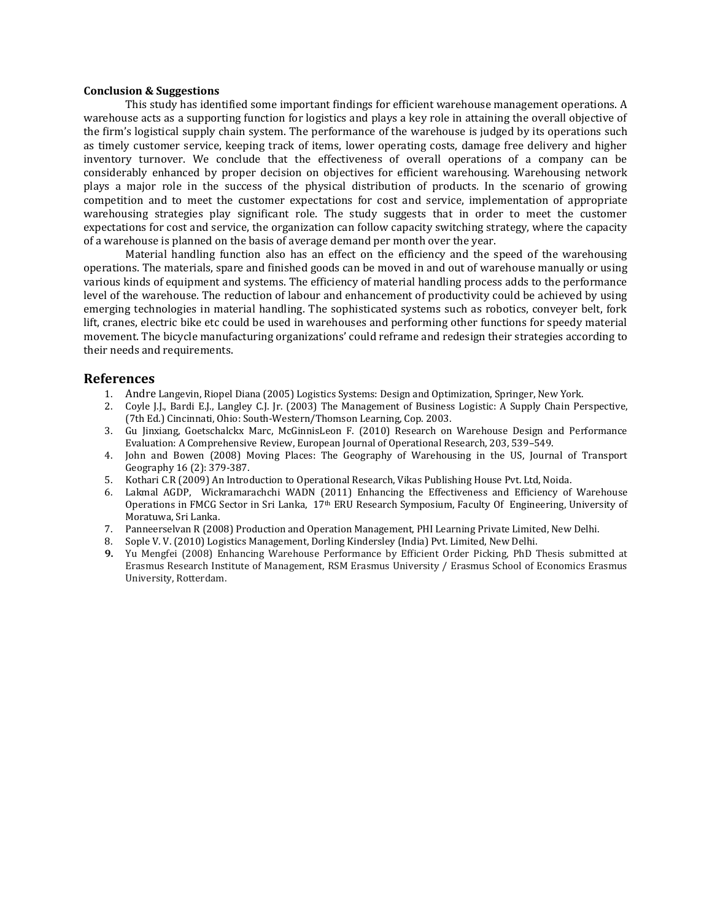**Conclusion & Suggestions**

This study has identified some important findings for efficient warehouse management operations. A warehouse acts as a supporting function for logistics and plays a key role in attaining the overall objective of the firm's logistical supply chain system. The performance of the warehouse is judged by its operations such as timely customer service, keeping track of items, lower operating costs, damage free delivery and higher inventory turnover. We conclude that the effectiveness of overall operations of a company can be considerably enhanced by proper decision on objectives for efficient warehousing. Warehousing network plays a major role in the success of the physical distribution of products. In the scenario of growing competition and to meet the customer expectations for cost and service, implementation of appropriate warehousing strategies play significant role. The study suggests that in order to meet the customer expectations for cost and service, the organization can follow capacity switching strategy, where the capacity of a warehouse is planned on the basis of average demand per month over the year.

Material handling function also has an effect on the efficiency and the speed of the warehousing operations. The materials, spare and finished goods can be moved in and out of warehouse manually or using various kinds of equipment and systems. The efficiency of material handling process adds to the performance level of the warehouse. The reduction of labour and enhancement of productivity could be achieved by using emerging technologies in material handling. The sophisticated systems such as robotics, conveyer belt, fork lift, cranes, electric bike etc could be used in warehouses and performing other functions for speedy material movement. The bicycle manufacturing organizations' could reframe and redesign their strategies according to their needs and requirements.

## References

1. Andre Langevin, Riopel Diana (2005) Logistics Systems: Design and Optimization, Springer, New York.
2. Coyle J.J., Bardi E.J., Langley C.J. Jr. (2003) The Management of Business Logistic: A Supply Chain Perspective, (7th Ed.) Cincinnati, Ohio: South-Western/Thomson Learning, Cop. 2003.
3. Gu Jinxiang, Goetschalckx Marc, McGinnisLeon F. (2010) Research on Warehouse Design and Performance Evaluation: A Comprehensive Review, European Journal of Operational Research, 203, 539–549.
4. John and Bowen (2008) Moving Places: The Geography of Warehousing in the US, Journal of Transport Geography 16 (2): 379-387.
5. Kothari C.R (2009) An Introduction to Operational Research, Vikas Publishing House Pvt. Ltd, Noida.
6. Lakmal AGDP, Wickramarachchi WADN (2011) Enhancing the Effectiveness and Efficiency of Warehouse Operations in FMCG Sector in Sri Lanka, 17th ERU Research Symposium, Faculty Of Engineering, University of Moratuwa, Sri Lanka.
7. Panneerselvan R (2008) Production and Operation Management, PHI Learning Private Limited, New Delhi.
8. Sople V. V. (2010) Logistics Management, Dorling Kindersley (India) Pvt. Limited, New Delhi.
9. Yu Mengfei (2008) Enhancing Warehouse Performance by Efficient Order Picking, PhD Thesis submitted at Erasmus Research Institute of Management, RSM Erasmus University / Erasmus School of Economics Erasmus University, Rotterdam.